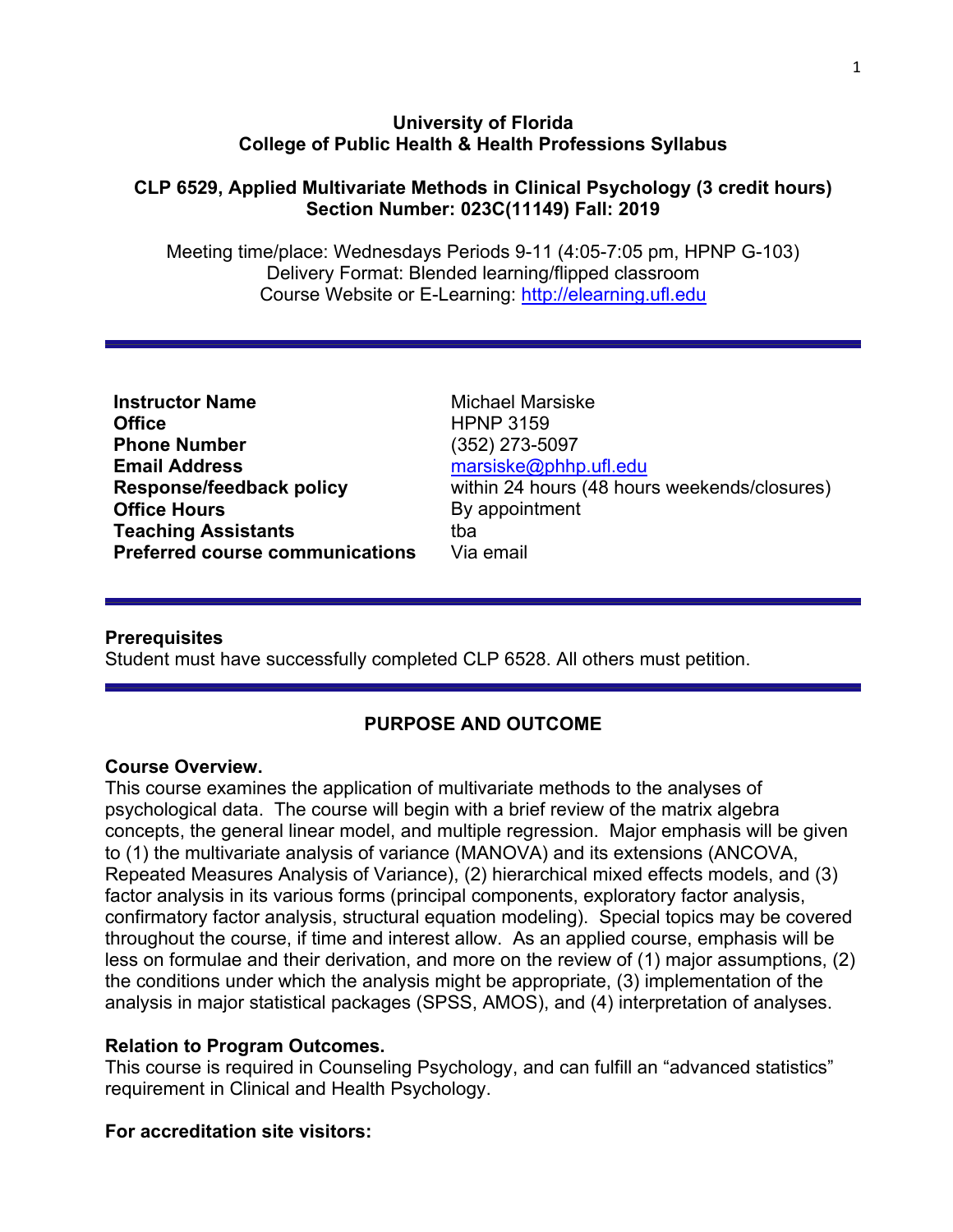**University of Florida**
**College of Public Health & Health Professions Syllabus**

**CLP 6529, Applied Multivariate Methods in Clinical Psychology (3 credit hours)**
**Section Number: 023C(11149) Fall: 2019**

Meeting time/place: Wednesdays Periods 9-11 (4:05-7:05 pm, HPNP G-103)
Delivery Format: Blended learning/flipped classroom
Course Website or E-Learning: http://elearning.ufl.edu

---

| | |
|---|---|
| **Instructor Name** | Michael Marsiske |
| **Office** | HPNP 3159 |
| **Phone Number** | (352) 273-5097 |
| **Email Address** | marsiske@phhp.ufl.edu |
| **Response/feedback policy** | within 24 hours (48 hours weekends/closures) |
| **Office Hours** | By appointment |
| **Teaching Assistants** | tba |
| **Preferred course communications** | Via email |

---

**Prerequisites**
Student must have successfully completed CLP 6528. All others must petition.

---

## PURPOSE AND OUTCOME

**Course Overview.**
This course examines the application of multivariate methods to the analyses of psychological data. The course will begin with a brief review of the matrix algebra concepts, the general linear model, and multiple regression. Major emphasis will be given to (1) the multivariate analysis of variance (MANOVA) and its extensions (ANCOVA, Repeated Measures Analysis of Variance), (2) hierarchical mixed effects models, and (3) factor analysis in its various forms (principal components, exploratory factor analysis, confirmatory factor analysis, structural equation modeling). Special topics may be covered throughout the course, if time and interest allow. As an applied course, emphasis will be less on formulae and their derivation, and more on the review of (1) major assumptions, (2) the conditions under which the analysis might be appropriate, (3) implementation of the analysis in major statistical packages (SPSS, AMOS), and (4) interpretation of analyses.

**Relation to Program Outcomes.**
This course is required in Counseling Psychology, and can fulfill an "advanced statistics" requirement in Clinical and Health Psychology.

**For accreditation site visitors:**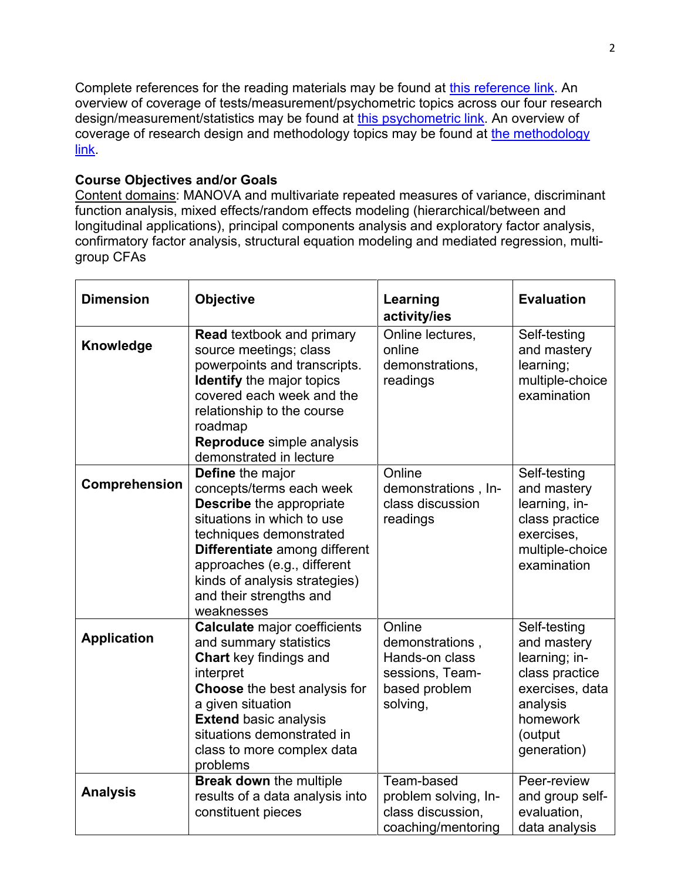Complete references for the reading materials may be found at [this reference link](). An overview of coverage of tests/measurement/psychometric topics across our four research design/measurement/statistics may be found at [this psychometric link](). An overview of coverage of research design and methodology topics may be found at [the methodology link]().

**Course Objectives and/or Goals**

<u>Content domains</u>: MANOVA and multivariate repeated measures of variance, discriminant function analysis, mixed effects/random effects modeling (hierarchical/between and longitudinal applications), principal components analysis and exploratory factor analysis, confirmatory factor analysis, structural equation modeling and mediated regression, multi-group CFAs

| Dimension | Objective | Learning activity/ies | Evaluation |
|---|---|---|---|
| **Knowledge** | **Read** textbook and primary source meetings; class powerpoints and transcripts. **Identify** the major topics covered each week and the relationship to the course roadmap **Reproduce** simple analysis demonstrated in lecture | Online lectures, online demonstrations, readings | Self-testing and mastery learning; multiple-choice examination |
| **Comprehension** | **Define** the major concepts/terms each week **Describe** the appropriate situations in which to use techniques demonstrated **Differentiate** among different approaches (e.g., different kinds of analysis strategies) and their strengths and weaknesses | Online demonstrations , In-class discussion readings | Self-testing and mastery learning, in-class practice exercises, multiple-choice examination |
| **Application** | **Calculate** major coefficients and summary statistics **Chart** key findings and interpret **Choose** the best analysis for a given situation **Extend** basic analysis situations demonstrated in class to more complex data problems | Online demonstrations , Hands-on class sessions, Team-based problem solving, | Self-testing and mastery learning; in-class practice exercises, data analysis homework (output generation) |
| **Analysis** | **Break down** the multiple results of a data analysis into constituent pieces | Team-based problem solving, In-class discussion, coaching/mentoring | Peer-review and group self-evaluation, data analysis |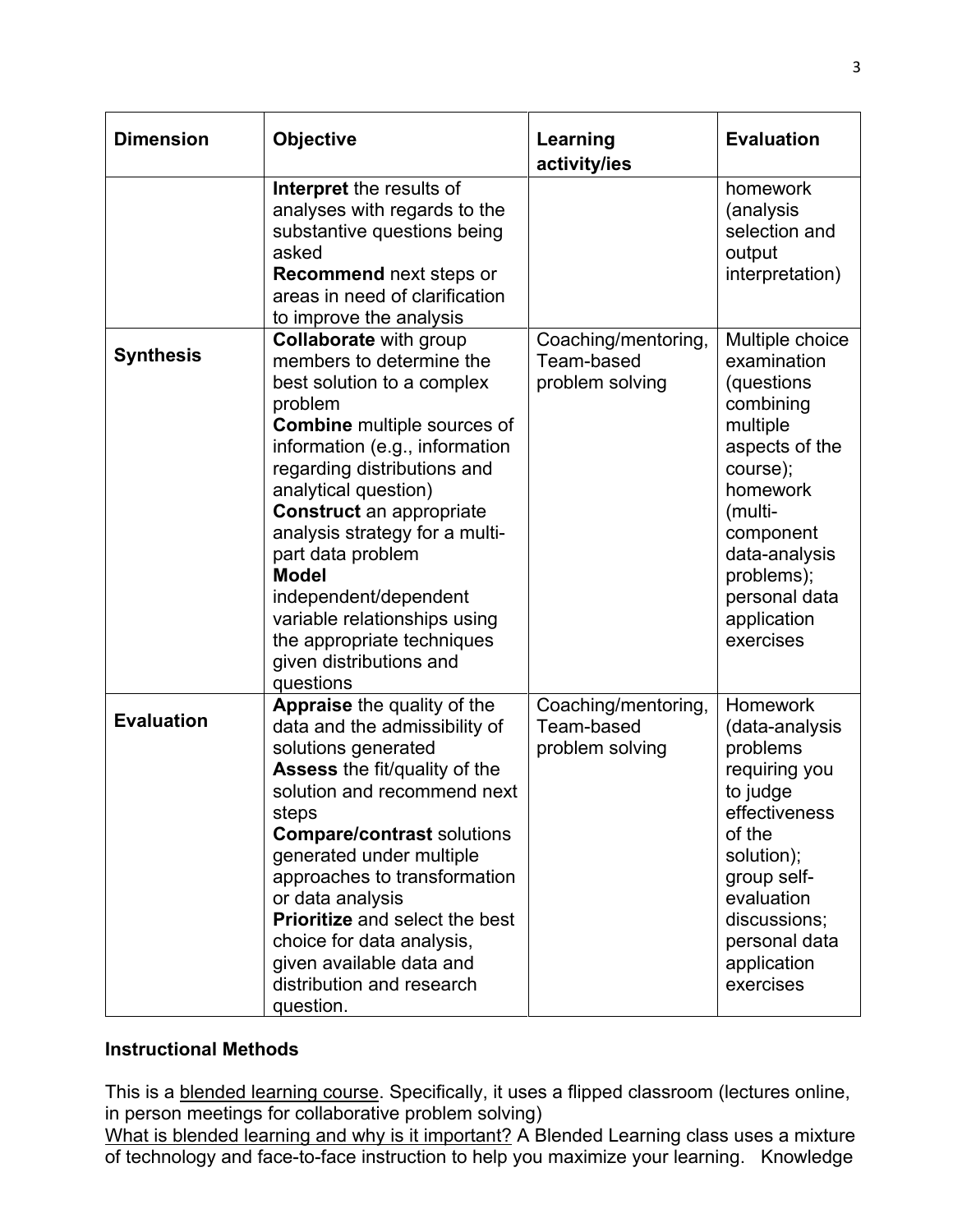| Dimension | Objective | Learning activity/ies | Evaluation |
|---|---|---|---|
| | **Interpret** the results of analyses with regards to the substantive questions being asked<br>**Recommend** next steps or areas in need of clarification to improve the analysis | | homework (analysis selection and output interpretation) |
| **Synthesis** | **Collaborate** with group members to determine the best solution to a complex problem<br>**Combine** multiple sources of information (e.g., information regarding distributions and analytical question)<br>**Construct** an appropriate analysis strategy for a multi-part data problem<br>**Model** independent/dependent variable relationships using the appropriate techniques given distributions and questions | Coaching/mentoring, Team-based problem solving | Multiple choice examination (questions combining multiple aspects of the course); homework (multi-component data-analysis problems); personal data application exercises |
| **Evaluation** | **Appraise** the quality of the data and the admissibility of solutions generated<br>**Assess** the fit/quality of the solution and recommend next steps<br>**Compare/contrast** solutions generated under multiple approaches to transformation or data analysis<br>**Prioritize** and select the best choice for data analysis, given available data and distribution and research question. | Coaching/mentoring, Team-based problem solving | Homework (data-analysis problems requiring you to judge effectiveness of the solution); group self-evaluation discussions; personal data application exercises |

**Instructional Methods**

This is a <u>blended learning course</u>. Specifically, it uses a flipped classroom (lectures online, in person meetings for collaborative problem solving)

<u>What is blended learning and why is it important?</u> A Blended Learning class uses a mixture of technology and face-to-face instruction to help you maximize your learning. Knowledge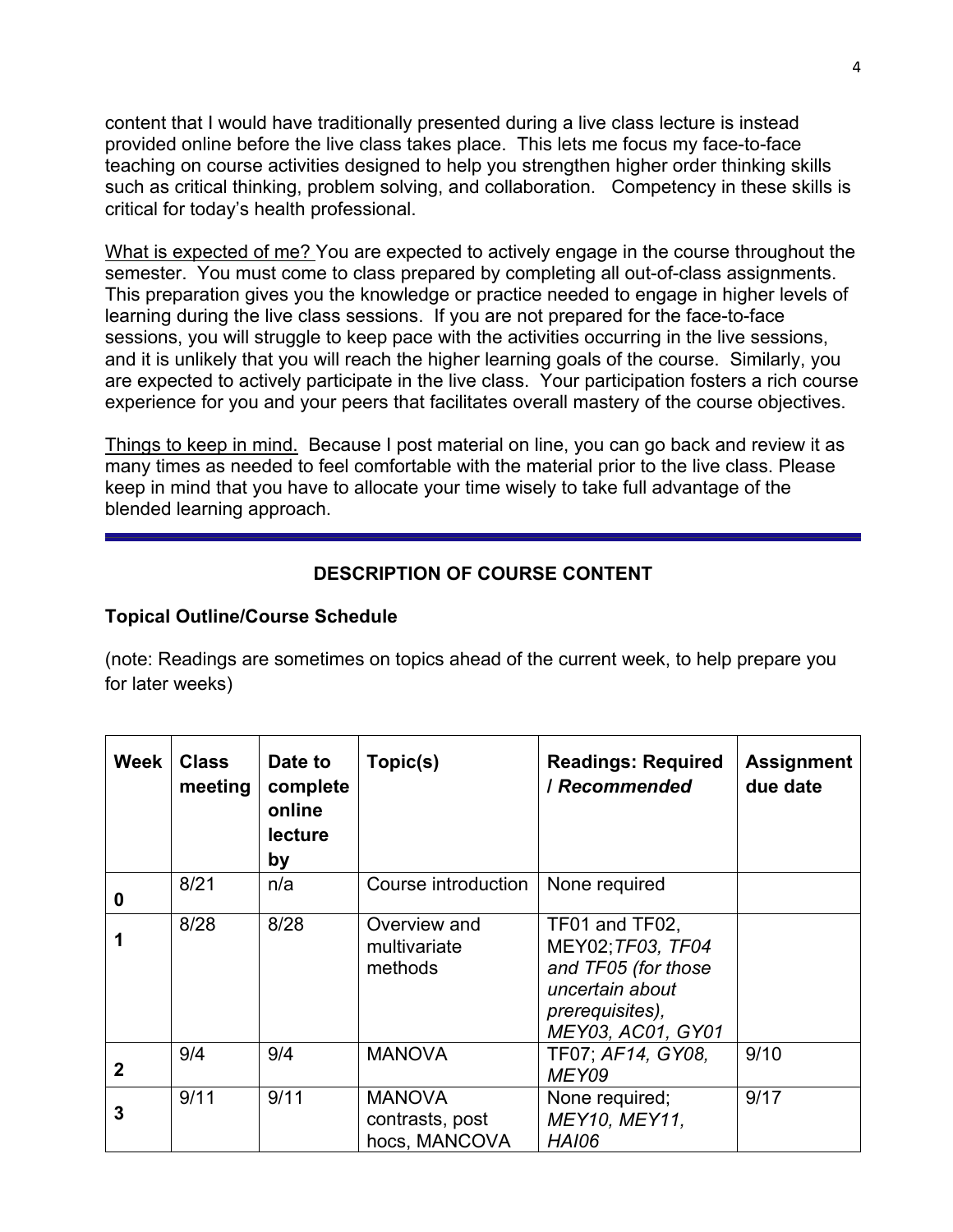content that I would have traditionally presented during a live class lecture is instead provided online before the live class takes place. This lets me focus my face-to-face teaching on course activities designed to help you strengthen higher order thinking skills such as critical thinking, problem solving, and collaboration. Competency in these skills is critical for today's health professional.

<u>What is expected of me?</u> You are expected to actively engage in the course throughout the semester. You must come to class prepared by completing all out-of-class assignments. This preparation gives you the knowledge or practice needed to engage in higher levels of learning during the live class sessions. If you are not prepared for the face-to-face sessions, you will struggle to keep pace with the activities occurring in the live sessions, and it is unlikely that you will reach the higher learning goals of the course. Similarly, you are expected to actively participate in the live class. Your participation fosters a rich course experience for you and your peers that facilitates overall mastery of the course objectives.

<u>Things to keep in mind.</u> Because I post material on line, you can go back and review it as many times as needed to feel comfortable with the material prior to the live class. Please keep in mind that you have to allocate your time wisely to take full advantage of the blended learning approach.

---

## DESCRIPTION OF COURSE CONTENT

### Topical Outline/Course Schedule

(note: Readings are sometimes on topics ahead of the current week, to help prepare you for later weeks)

| Week | Class meeting | Date to complete online lecture by | Topic(s) | Readings: Required / *Recommended* | Assignment due date |
|---|---|---|---|---|---|
| **0** | 8/21 | n/a | Course introduction | None required | |
| **1** | 8/28 | 8/28 | Overview and multivariate methods | TF01 and TF02, MEY02;*TF03, TF04 and TF05 (for those uncertain about prerequisites), MEY03, AC01, GY01* | |
| **2** | 9/4 | 9/4 | MANOVA | TF07; *AF14, GY08, MEY09* | 9/10 |
| **3** | 9/11 | 9/11 | MANOVA contrasts, post hocs, MANCOVA | None required; *MEY10, MEY11, HAI06* | 9/17 |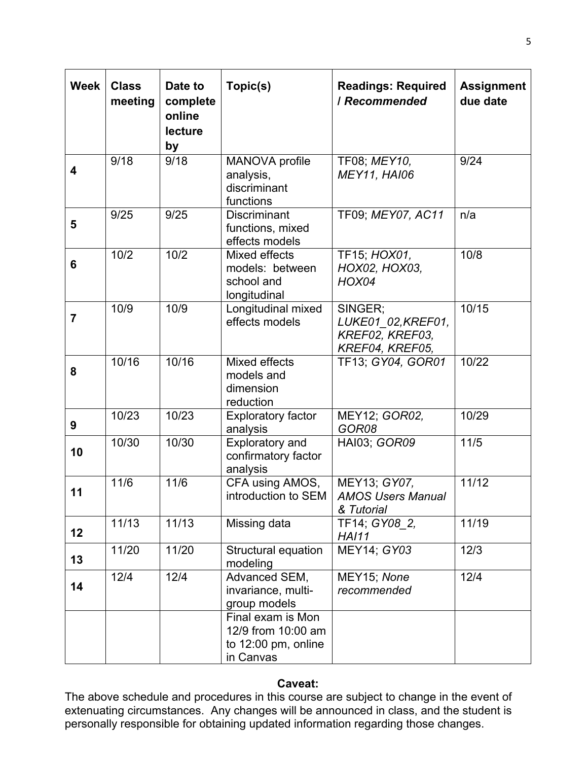| **Week** | **Class meeting** | **Date to complete online lecture by** | **Topic(s)** | **Readings: Required / *Recommended*** | **Assignment due date** |
|---|---|---|---|---|---|
| **4** | 9/18 | 9/18 | MANOVA profile analysis, discriminant functions | TF08; *MEY10, MEY11, HAI06* | 9/24 |
| **5** | 9/25 | 9/25 | Discriminant functions, mixed effects models | TF09; *MEY07, AC11* | n/a |
| **6** | 10/2 | 10/2 | Mixed effects models: between school and longitudinal | TF15; *HOX01, HOX02, HOX03, HOX04* | 10/8 |
| **7** | 10/9 | 10/9 | Longitudinal mixed effects models | SINGER; *LUKE01_02,KREF01, KREF02, KREF03, KREF04, KREF05,* | 10/15 |
| **8** | 10/16 | 10/16 | Mixed effects models and dimension reduction | TF13; *GY04, GOR01* | 10/22 |
| **9** | 10/23 | 10/23 | Exploratory factor analysis | MEY12; *GOR02, GOR08* | 10/29 |
| **10** | 10/30 | 10/30 | Exploratory and confirmatory factor analysis | HAI03; *GOR09* | 11/5 |
| **11** | 11/6 | 11/6 | CFA using AMOS, introduction to SEM | MEY13; *GY07, AMOS Users Manual & Tutorial* | 11/12 |
| **12** | 11/13 | 11/13 | Missing data | TF14; *GY08_2, HAI11* | 11/19 |
| **13** | 11/20 | 11/20 | Structural equation modeling | MEY14; *GY03* | 12/3 |
| **14** | 12/4 | 12/4 | Advanced SEM, invariance, multi-group models | MEY15; *None recommended* | 12/4 |
| | | | Final exam is Mon 12/9 from 10:00 am to 12:00 pm, online in Canvas | | |

**Caveat:**

The above schedule and procedures in this course are subject to change in the event of extenuating circumstances. Any changes will be announced in class, and the student is personally responsible for obtaining updated information regarding those changes.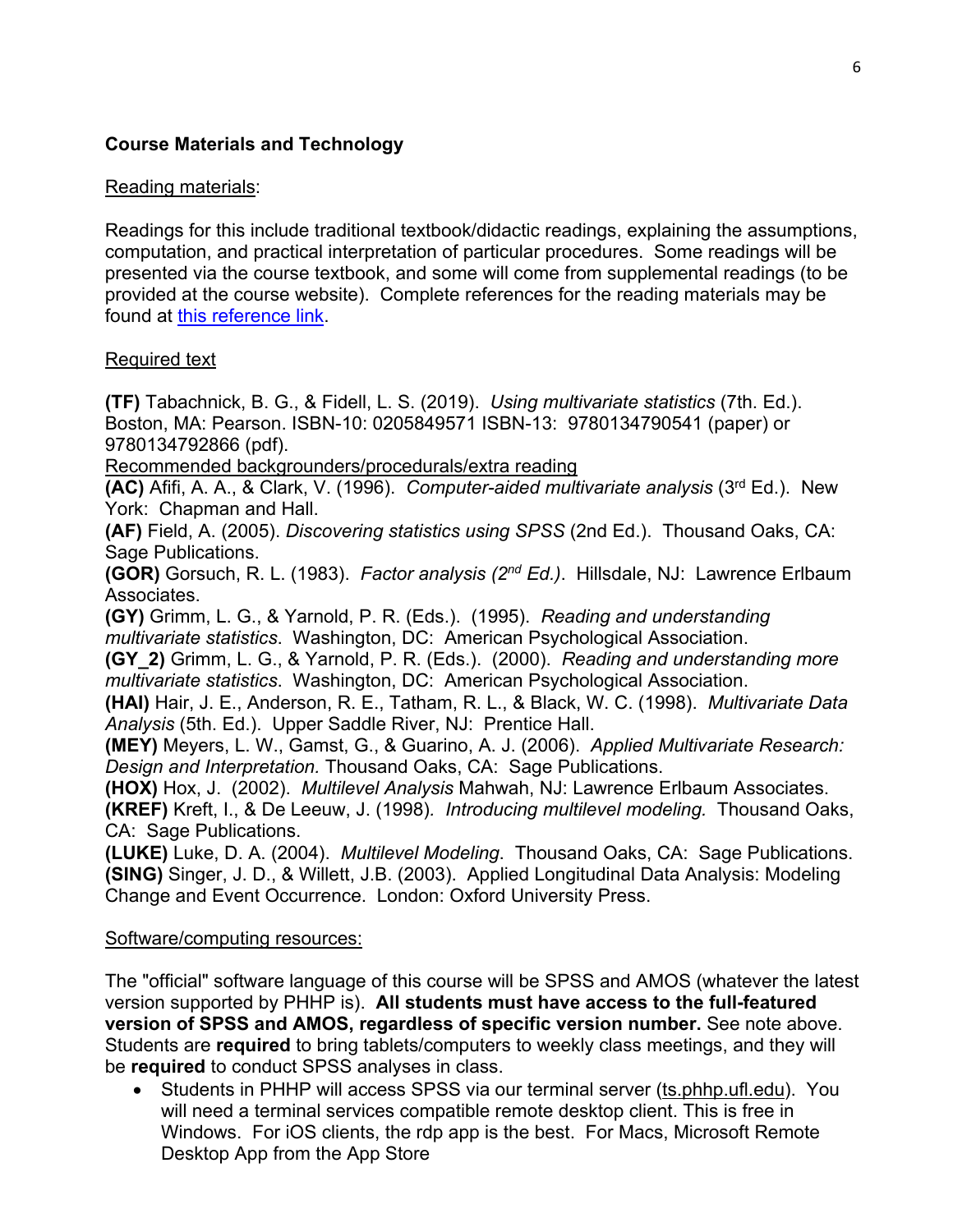## Course Materials and Technology

Reading materials:

Readings for this include traditional textbook/didactic readings, explaining the assumptions, computation, and practical interpretation of particular procedures. Some readings will be presented via the course textbook, and some will come from supplemental readings (to be provided at the course website). Complete references for the reading materials may be found at [this reference link](#).

Required text

**(TF)** Tabachnick, B. G., & Fidell, L. S. (2019). *Using multivariate statistics* (7th. Ed.). Boston, MA: Pearson. ISBN-10: 0205849571 ISBN-13: 9780134790541 (paper) or 9780134792866 (pdf).

Recommended backgrounders/procedurals/extra reading

**(AC)** Afifi, A. A., & Clark, V. (1996). *Computer-aided multivariate analysis* (3rd Ed.). New York: Chapman and Hall.
**(AF)** Field, A. (2005). *Discovering statistics using SPSS* (2nd Ed.). Thousand Oaks, CA: Sage Publications.
**(GOR)** Gorsuch, R. L. (1983). *Factor analysis (2nd Ed.)*. Hillsdale, NJ: Lawrence Erlbaum Associates.
**(GY)** Grimm, L. G., & Yarnold, P. R. (Eds.). (1995). *Reading and understanding multivariate statistics*. Washington, DC: American Psychological Association.
**(GY_2)** Grimm, L. G., & Yarnold, P. R. (Eds.). (2000). *Reading and understanding more multivariate statistics*. Washington, DC: American Psychological Association.
**(HAI)** Hair, J. E., Anderson, R. E., Tatham, R. L., & Black, W. C. (1998). *Multivariate Data Analysis* (5th. Ed.). Upper Saddle River, NJ: Prentice Hall.
**(MEY)** Meyers, L. W., Gamst, G., & Guarino, A. J. (2006). *Applied Multivariate Research: Design and Interpretation.* Thousand Oaks, CA: Sage Publications.
**(HOX)** Hox, J. (2002). *Multilevel Analysis* Mahwah, NJ: Lawrence Erlbaum Associates.
**(KREF)** Kreft, I., & De Leeuw, J. (1998)*. Introducing multilevel modeling.* Thousand Oaks, CA: Sage Publications.
**(LUKE)** Luke, D. A. (2004). *Multilevel Modeling*. Thousand Oaks, CA: Sage Publications.
**(SING)** Singer, J. D., & Willett, J.B. (2003). Applied Longitudinal Data Analysis: Modeling Change and Event Occurrence. London: Oxford University Press.

Software/computing resources:

The "official" software language of this course will be SPSS and AMOS (whatever the latest version supported by PHHP is). **All students must have access to the full-featured version of SPSS and AMOS, regardless of specific version number.** See note above. Students are **required** to bring tablets/computers to weekly class meetings, and they will be **required** to conduct SPSS analyses in class.

- Students in PHHP will access SPSS via our terminal server (ts.phhp.ufl.edu). You will need a terminal services compatible remote desktop client. This is free in Windows. For iOS clients, the rdp app is the best. For Macs, Microsoft Remote Desktop App from the App Store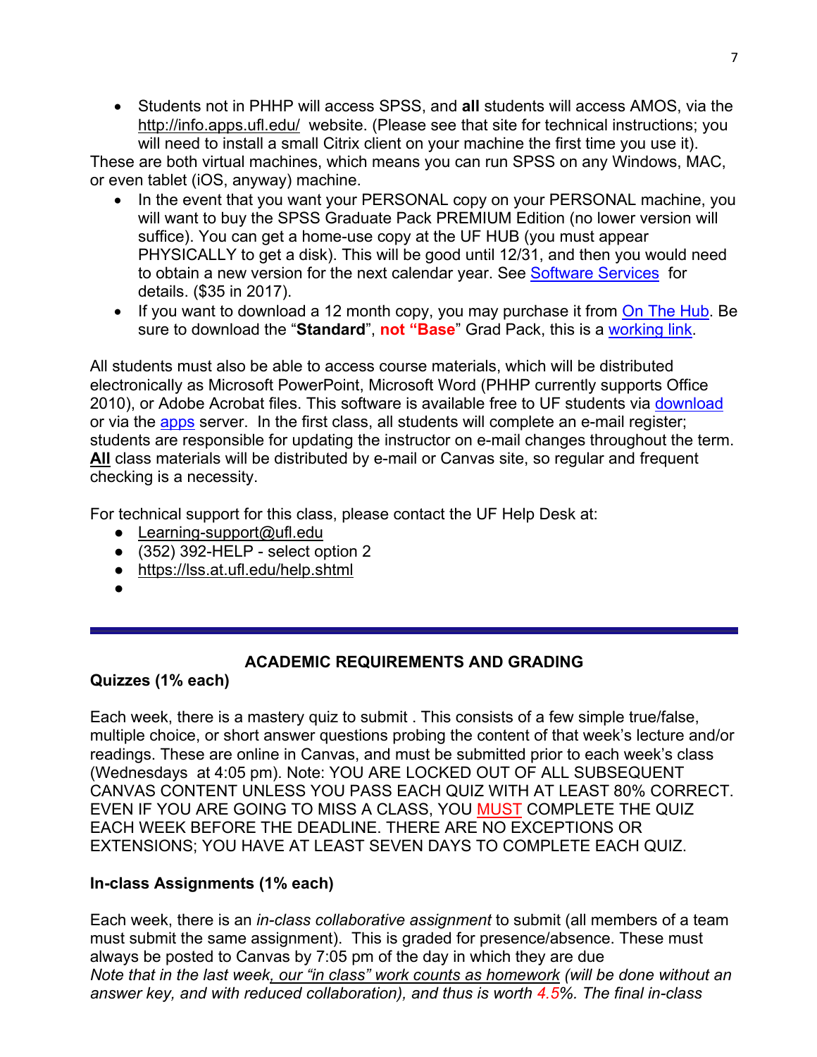- Students not in PHHP will access SPSS, and **all** students will access AMOS, via the http://info.apps.ufl.edu/ website. (Please see that site for technical instructions; you will need to install a small Citrix client on your machine the first time you use it).

These are both virtual machines, which means you can run SPSS on any Windows, MAC, or even tablet (iOS, anyway) machine.

- In the event that you want your PERSONAL copy on your PERSONAL machine, you will want to buy the SPSS Graduate Pack PREMIUM Edition (no lower version will suffice). You can get a home-use copy at the UF HUB (you must appear PHYSICALLY to get a disk). This will be good until 12/31, and then you would need to obtain a new version for the next calendar year. See Software Services for details. ($35 in 2017).
- If you want to download a 12 month copy, you may purchase it from On The Hub. Be sure to download the "**Standard**", **not "Base"** Grad Pack, this is a working link.

All students must also be able to access course materials, which will be distributed electronically as Microsoft PowerPoint, Microsoft Word (PHHP currently supports Office 2010), or Adobe Acrobat files. This software is available free to UF students via download or via the apps server. In the first class, all students will complete an e-mail register; students are responsible for updating the instructor on e-mail changes throughout the term. **All** class materials will be distributed by e-mail or Canvas site, so regular and frequent checking is a necessity.

For technical support for this class, please contact the UF Help Desk at:

- Learning-support@ufl.edu
- (352) 392-HELP - select option 2
- https://lss.at.ufl.edu/help.shtml
- 

---

## ACADEMIC REQUIREMENTS AND GRADING

**Quizzes (1% each)**

Each week, there is a mastery quiz to submit . This consists of a few simple true/false, multiple choice, or short answer questions probing the content of that week's lecture and/or readings. These are online in Canvas, and must be submitted prior to each week's class (Wednesdays at 4:05 pm). Note: YOU ARE LOCKED OUT OF ALL SUBSEQUENT CANVAS CONTENT UNLESS YOU PASS EACH QUIZ WITH AT LEAST 80% CORRECT. EVEN IF YOU ARE GOING TO MISS A CLASS, YOU MUST COMPLETE THE QUIZ EACH WEEK BEFORE THE DEADLINE. THERE ARE NO EXCEPTIONS OR EXTENSIONS; YOU HAVE AT LEAST SEVEN DAYS TO COMPLETE EACH QUIZ.

**In-class Assignments (1% each)**

Each week, there is an *in-class collaborative assignment* to submit (all members of a team must submit the same assignment). This is graded for presence/absence. These must always be posted to Canvas by 7:05 pm of the day in which they are due

*Note that in the last week, our "in class" work counts as homework (will be done without an answer key, and with reduced collaboration), and thus is worth 4.5%. The final in-class*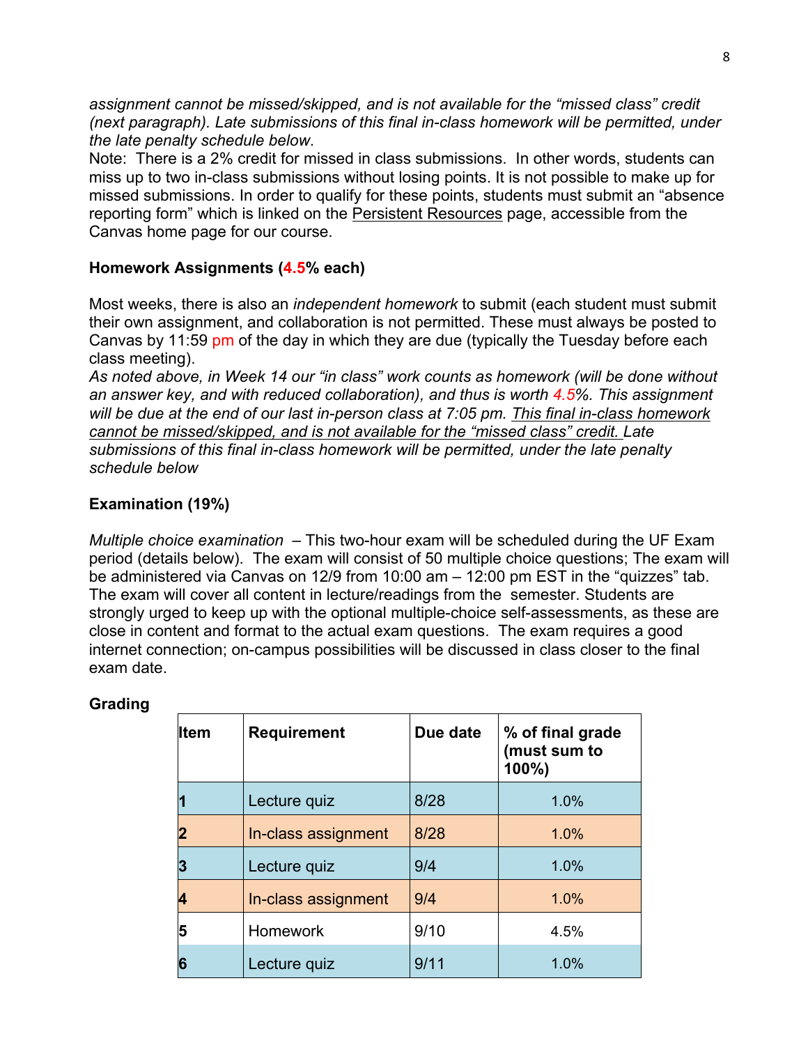*assignment cannot be missed/skipped, and is not available for the "missed class" credit (next paragraph). Late submissions of this final in-class homework will be permitted, under the late penalty schedule below.*

Note: There is a 2% credit for missed in class submissions. In other words, students can miss up to two in-class submissions without losing points. It is not possible to make up for missed submissions. In order to qualify for these points, students must submit an "absence reporting form" which is linked on the Persistent Resources page, accessible from the Canvas home page for our course.

**Homework Assignments (4.5% each)**

Most weeks, there is also an *independent homework* to submit (each student must submit their own assignment, and collaboration is not permitted. These must always be posted to Canvas by 11:59 pm of the day in which they are due (typically the Tuesday before each class meeting).

*As noted above, in Week 14 our "in class" work counts as homework (will be done without an answer key, and with reduced collaboration), and thus is worth 4.5%. This assignment will be due at the end of our last in-person class at 7:05 pm. This final in-class homework cannot be missed/skipped, and is not available for the "missed class" credit. Late submissions of this final in-class homework will be permitted, under the late penalty schedule below*

**Examination (19%)**

*Multiple choice examination* – This two-hour exam will be scheduled during the UF Exam period (details below). The exam will consist of 50 multiple choice questions; The exam will be administered via Canvas on 12/9 from 10:00 am – 12:00 pm EST in the "quizzes" tab. The exam will cover all content in lecture/readings from the semester. Students are strongly urged to keep up with the optional multiple-choice self-assessments, as these are close in content and format to the actual exam questions. The exam requires a good internet connection; on-campus possibilities will be discussed in class closer to the final exam date.

**Grading**

| Item | Requirement | Due date | % of final grade (must sum to 100%) |
|---|---|---|---|
| 1 | Lecture quiz | 8/28 | 1.0% |
| 2 | In-class assignment | 8/28 | 1.0% |
| 3 | Lecture quiz | 9/4 | 1.0% |
| 4 | In-class assignment | 9/4 | 1.0% |
| 5 | Homework | 9/10 | 4.5% |
| 6 | Lecture quiz | 9/11 | 1.0% |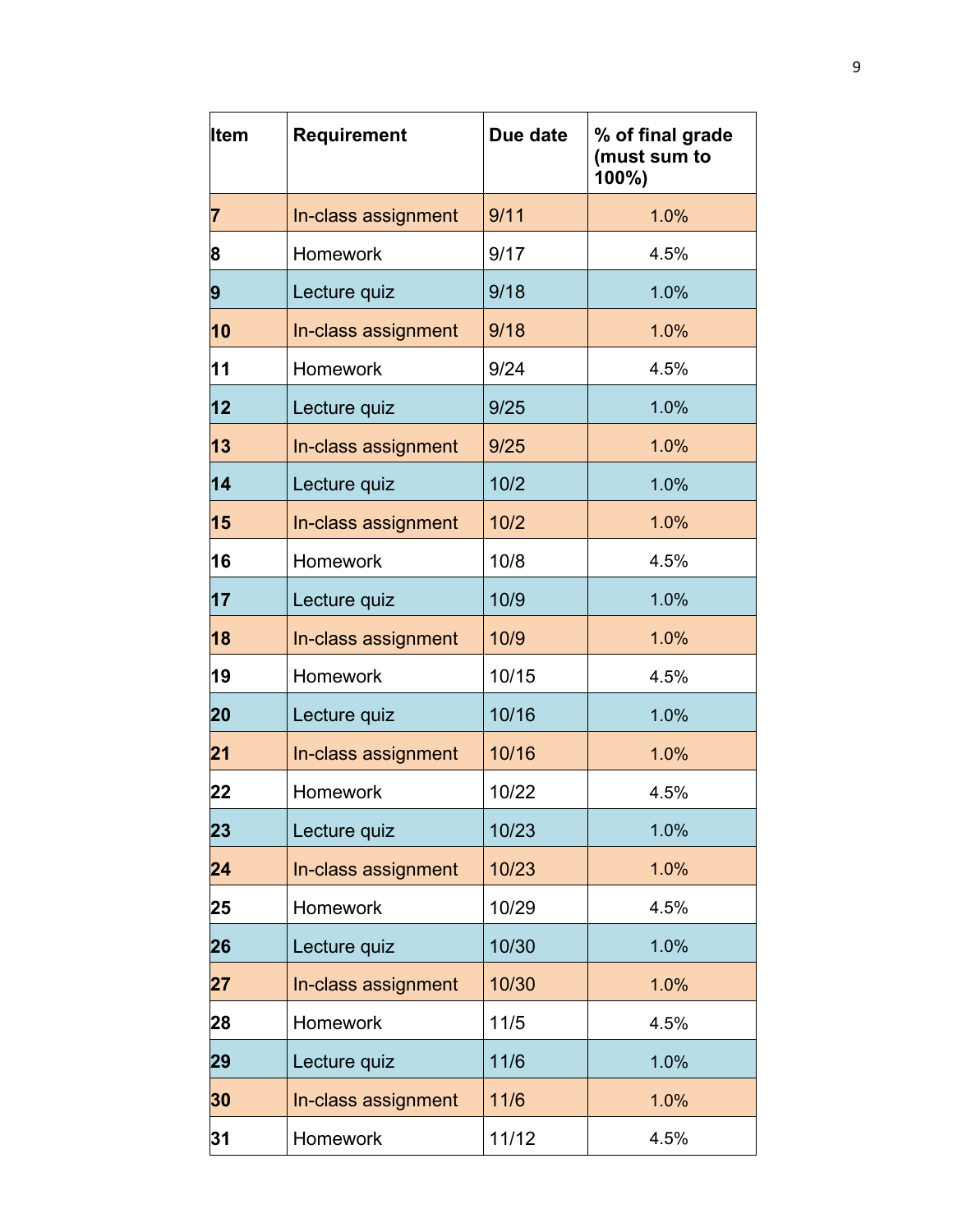| Item | Requirement | Due date | % of final grade (must sum to 100%) |
|---|---|---|---|
| **7** | In-class assignment | 9/11 | 1.0% |
| **8** | Homework | 9/17 | 4.5% |
| **9** | Lecture quiz | 9/18 | 1.0% |
| **10** | In-class assignment | 9/18 | 1.0% |
| **11** | Homework | 9/24 | 4.5% |
| **12** | Lecture quiz | 9/25 | 1.0% |
| **13** | In-class assignment | 9/25 | 1.0% |
| **14** | Lecture quiz | 10/2 | 1.0% |
| **15** | In-class assignment | 10/2 | 1.0% |
| **16** | Homework | 10/8 | 4.5% |
| **17** | Lecture quiz | 10/9 | 1.0% |
| **18** | In-class assignment | 10/9 | 1.0% |
| **19** | Homework | 10/15 | 4.5% |
| **20** | Lecture quiz | 10/16 | 1.0% |
| **21** | In-class assignment | 10/16 | 1.0% |
| **22** | Homework | 10/22 | 4.5% |
| **23** | Lecture quiz | 10/23 | 1.0% |
| **24** | In-class assignment | 10/23 | 1.0% |
| **25** | Homework | 10/29 | 4.5% |
| **26** | Lecture quiz | 10/30 | 1.0% |
| **27** | In-class assignment | 10/30 | 1.0% |
| **28** | Homework | 11/5 | 4.5% |
| **29** | Lecture quiz | 11/6 | 1.0% |
| **30** | In-class assignment | 11/6 | 1.0% |
| **31** | Homework | 11/12 | 4.5% |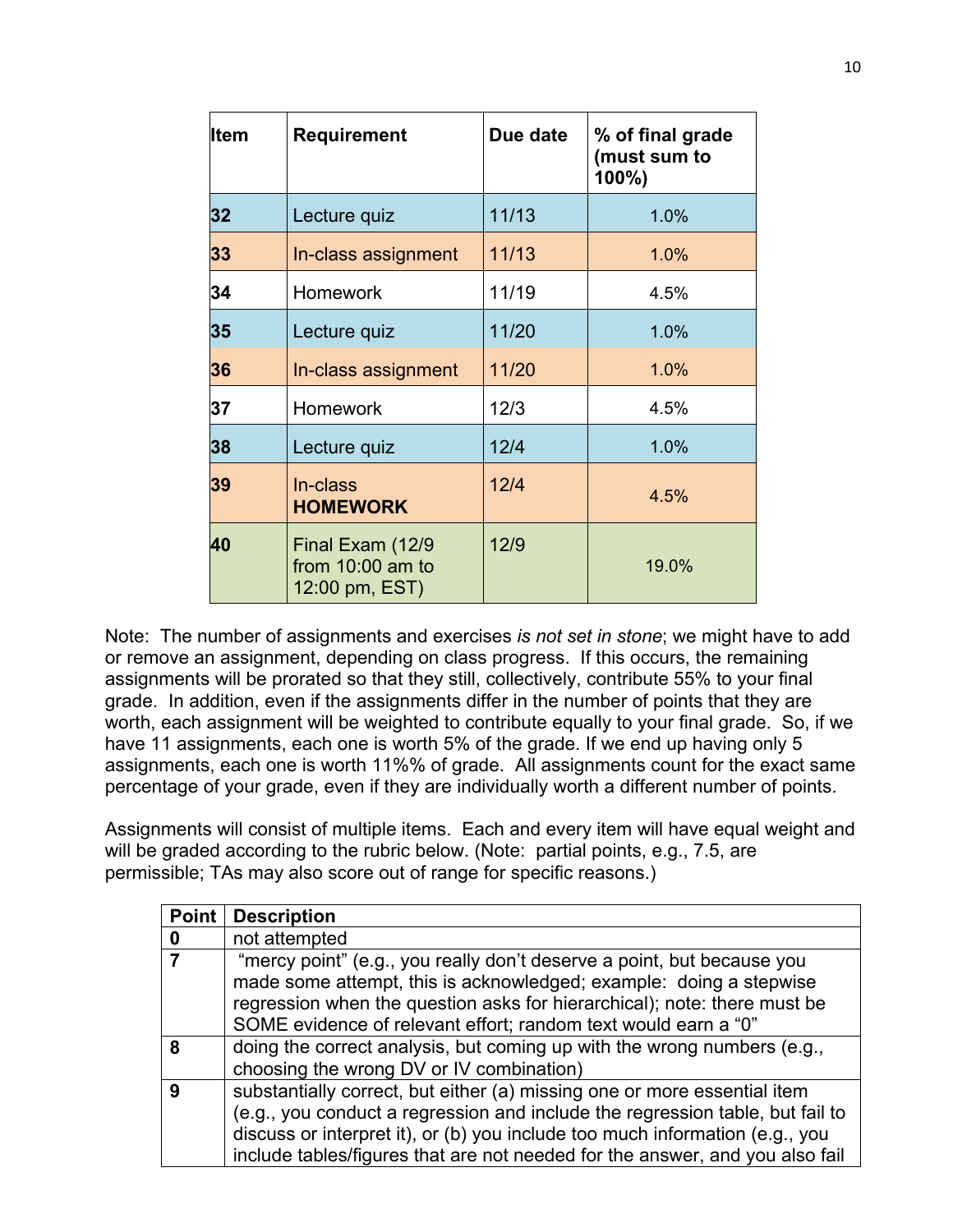| Item | Requirement | Due date | % of final grade (must sum to 100%) |
|---|---|---|---|
| **32** | Lecture quiz | 11/13 | 1.0% |
| **33** | In-class assignment | 11/13 | 1.0% |
| **34** | Homework | 11/19 | 4.5% |
| **35** | Lecture quiz | 11/20 | 1.0% |
| **36** | In-class assignment | 11/20 | 1.0% |
| **37** | Homework | 12/3 | 4.5% |
| **38** | Lecture quiz | 12/4 | 1.0% |
| **39** | In-class **HOMEWORK** | 12/4 | 4.5% |
| **40** | Final Exam (12/9 from 10:00 am to 12:00 pm, EST) | 12/9 | 19.0% |

Note: The number of assignments and exercises *is not set in stone*; we might have to add or remove an assignment, depending on class progress. If this occurs, the remaining assignments will be prorated so that they still, collectively, contribute 55% to your final grade. In addition, even if the assignments differ in the number of points that they are worth, each assignment will be weighted to contribute equally to your final grade. So, if we have 11 assignments, each one is worth 5% of the grade. If we end up having only 5 assignments, each one is worth 11%% of grade. All assignments count for the exact same percentage of your grade, even if they are individually worth a different number of points.

Assignments will consist of multiple items. Each and every item will have equal weight and will be graded according to the rubric below. (Note: partial points, e.g., 7.5, are permissible; TAs may also score out of range for specific reasons.)

| Point | Description |
|---|---|
| **0** | not attempted |
| **7** | "mercy point" (e.g., you really don't deserve a point, but because you made some attempt, this is acknowledged; example: doing a stepwise regression when the question asks for hierarchical); note: there must be SOME evidence of relevant effort; random text would earn a "0" |
| **8** | doing the correct analysis, but coming up with the wrong numbers (e.g., choosing the wrong DV or IV combination) |
| **9** | substantially correct, but either (a) missing one or more essential item (e.g., you conduct a regression and include the regression table, but fail to discuss or interpret it), or (b) you include too much information (e.g., you include tables/figures that are not needed for the answer, and you also fail |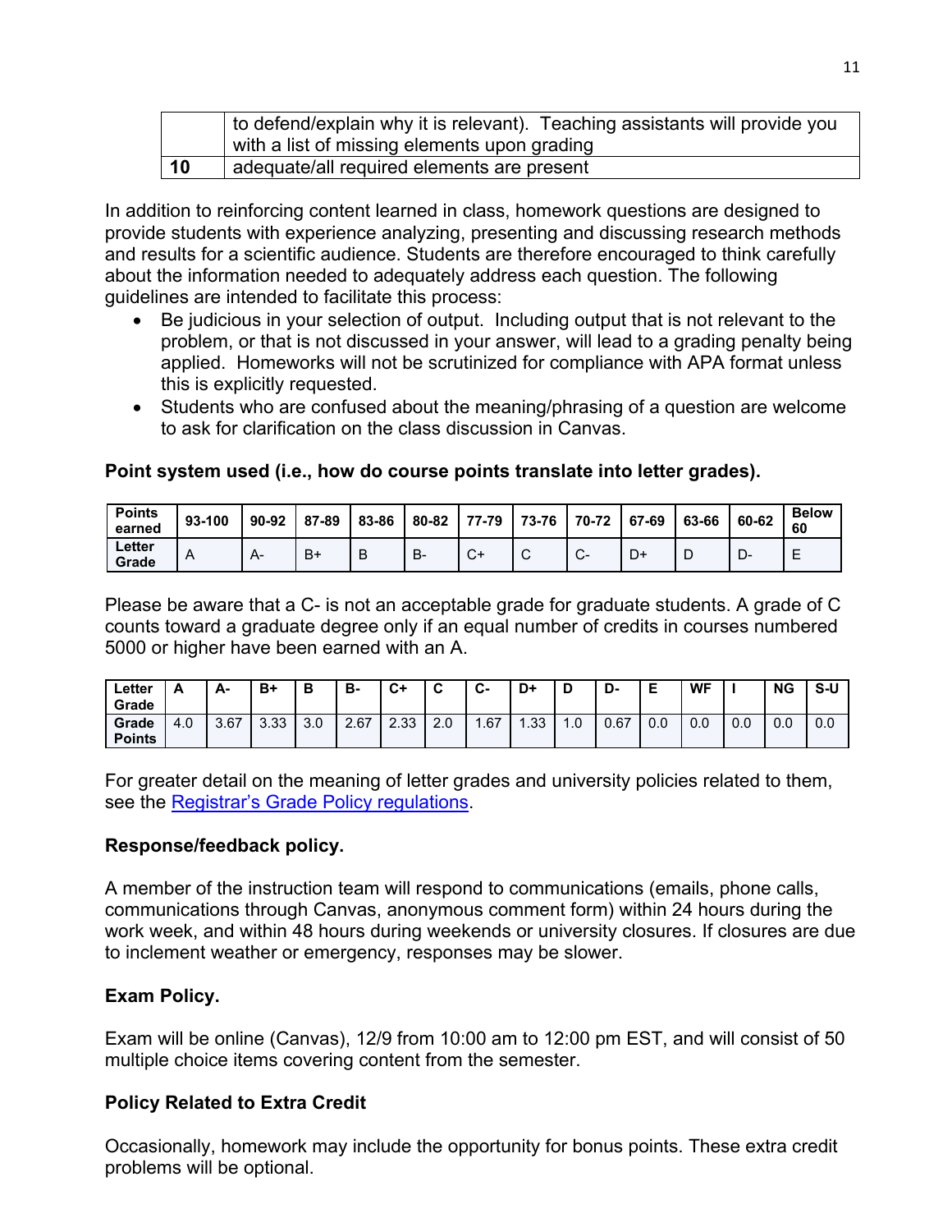| | to defend/explain why it is relevant). Teaching assistants will provide you with a list of missing elements upon grading |
|---|---|
| **10** | adequate/all required elements are present |

In addition to reinforcing content learned in class, homework questions are designed to provide students with experience analyzing, presenting and discussing research methods and results for a scientific audience. Students are therefore encouraged to think carefully about the information needed to adequately address each question. The following guidelines are intended to facilitate this process:

- Be judicious in your selection of output. Including output that is not relevant to the problem, or that is not discussed in your answer, will lead to a grading penalty being applied. Homeworks will not be scrutinized for compliance with APA format unless this is explicitly requested.
- Students who are confused about the meaning/phrasing of a question are welcome to ask for clarification on the class discussion in Canvas.

**Point system used (i.e., how do course points translate into letter grades).**

| **Points earned** | **93-100** | **90-92** | **87-89** | **83-86** | **80-82** | **77-79** | **73-76** | **70-72** | **67-69** | **63-66** | **60-62** | **Below 60** |
|---|---|---|---|---|---|---|---|---|---|---|---|---|
| **Letter Grade** | A | A- | B+ | B | B- | C+ | C | C- | D+ | D | D- | E |

Please be aware that a C- is not an acceptable grade for graduate students. A grade of C counts toward a graduate degree only if an equal number of credits in courses numbered 5000 or higher have been earned with an A.

| **Letter Grade** | **A** | **A-** | **B+** | **B** | **B-** | **C+** | **C** | **C-** | **D+** | **D** | **D-** | **E** | **WF** | **I** | **NG** | **S-U** |
|---|---|---|---|---|---|---|---|---|---|---|---|---|---|---|---|---|
| **Grade Points** | 4.0 | 3.67 | 3.33 | 3.0 | 2.67 | 2.33 | 2.0 | 1.67 | 1.33 | 1.0 | 0.67 | 0.0 | 0.0 | 0.0 | 0.0 | 0.0 |

For greater detail on the meaning of letter grades and university policies related to them, see the Registrar's Grade Policy regulations.

**Response/feedback policy.**

A member of the instruction team will respond to communications (emails, phone calls, communications through Canvas, anonymous comment form) within 24 hours during the work week, and within 48 hours during weekends or university closures. If closures are due to inclement weather or emergency, responses may be slower.

**Exam Policy.**

Exam will be online (Canvas), 12/9 from 10:00 am to 12:00 pm EST, and will consist of 50 multiple choice items covering content from the semester.

**Policy Related to Extra Credit**

Occasionally, homework may include the opportunity for bonus points. These extra credit problems will be optional.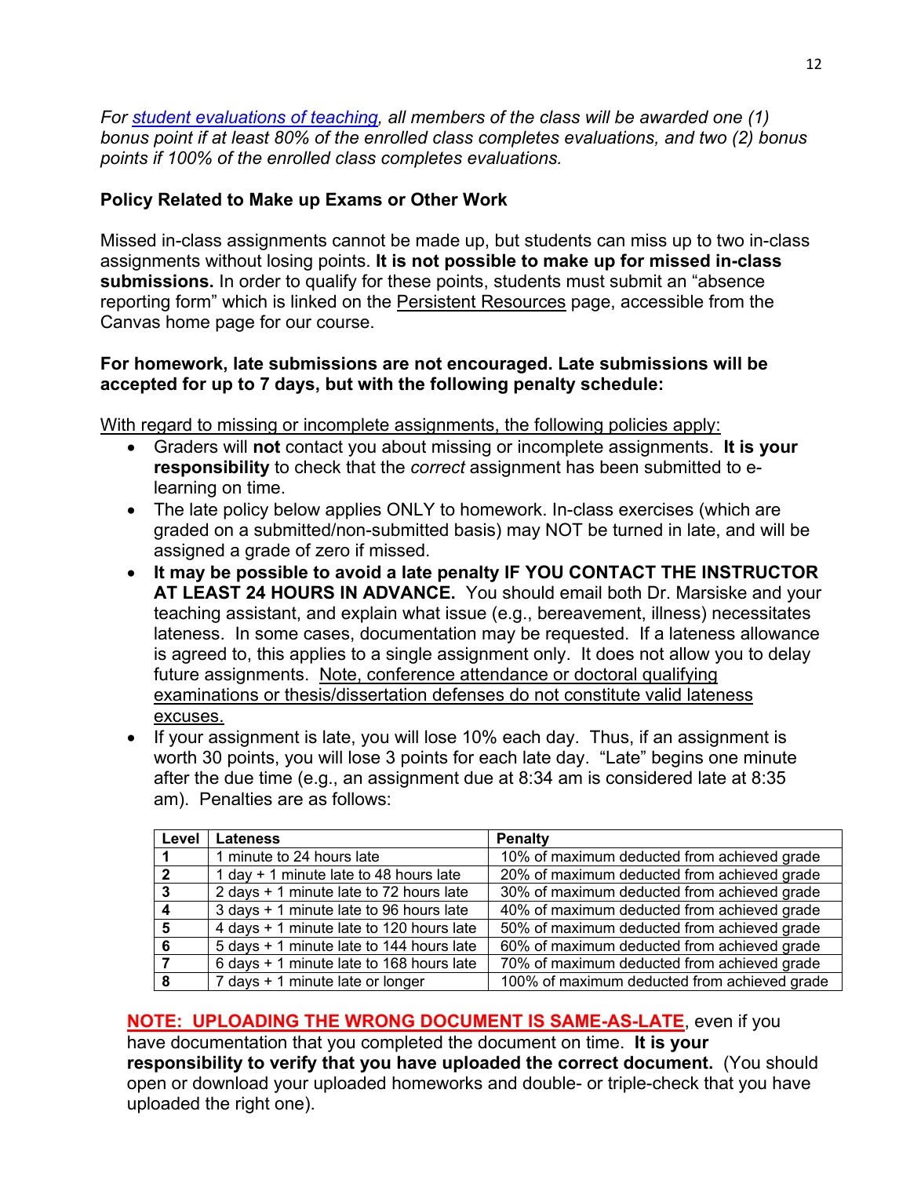*For [student evaluations of teaching](), all members of the class will be awarded one (1) bonus point if at least 80% of the enrolled class completes evaluations, and two (2) bonus points if 100% of the enrolled class completes evaluations.*

### Policy Related to Make up Exams or Other Work

Missed in-class assignments cannot be made up, but students can miss up to two in-class assignments without losing points. **It is not possible to make up for missed in-class submissions.** In order to qualify for these points, students must submit an "absence reporting form" which is linked on the Persistent Resources page, accessible from the Canvas home page for our course.

**For homework, late submissions are not encouraged. Late submissions will be accepted for up to 7 days, but with the following penalty schedule:**

With regard to missing or incomplete assignments, the following policies apply:

- Graders will **not** contact you about missing or incomplete assignments. **It is your responsibility** to check that the *correct* assignment has been submitted to e-learning on time.
- The late policy below applies ONLY to homework. In-class exercises (which are graded on a submitted/non-submitted basis) may NOT be turned in late, and will be assigned a grade of zero if missed.
- **It may be possible to avoid a late penalty IF YOU CONTACT THE INSTRUCTOR AT LEAST 24 HOURS IN ADVANCE.** You should email both Dr. Marsiske and your teaching assistant, and explain what issue (e.g., bereavement, illness) necessitates lateness. In some cases, documentation may be requested. If a lateness allowance is agreed to, this applies to a single assignment only. It does not allow you to delay future assignments. Note, conference attendance or doctoral qualifying examinations or thesis/dissertation defenses do not constitute valid lateness excuses.
- If your assignment is late, you will lose 10% each day. Thus, if an assignment is worth 30 points, you will lose 3 points for each late day. "Late" begins one minute after the due time (e.g., an assignment due at 8:34 am is considered late at 8:35 am). Penalties are as follows:

| Level | Lateness | Penalty |
| --- | --- | --- |
| **1** | 1 minute to 24 hours late | 10% of maximum deducted from achieved grade |
| **2** | 1 day + 1 minute late to 48 hours late | 20% of maximum deducted from achieved grade |
| **3** | 2 days + 1 minute late to 72 hours late | 30% of maximum deducted from achieved grade |
| **4** | 3 days + 1 minute late to 96 hours late | 40% of maximum deducted from achieved grade |
| **5** | 4 days + 1 minute late to 120 hours late | 50% of maximum deducted from achieved grade |
| **6** | 5 days + 1 minute late to 144 hours late | 60% of maximum deducted from achieved grade |
| **7** | 6 days + 1 minute late to 168 hours late | 70% of maximum deducted from achieved grade |
| **8** | 7 days + 1 minute late or longer | 100% of maximum deducted from achieved grade |

**NOTE: UPLOADING THE WRONG DOCUMENT IS SAME-AS-LATE**, even if you have documentation that you completed the document on time. **It is your responsibility to verify that you have uploaded the correct document.** (You should open or download your uploaded homeworks and double- or triple-check that you have uploaded the right one).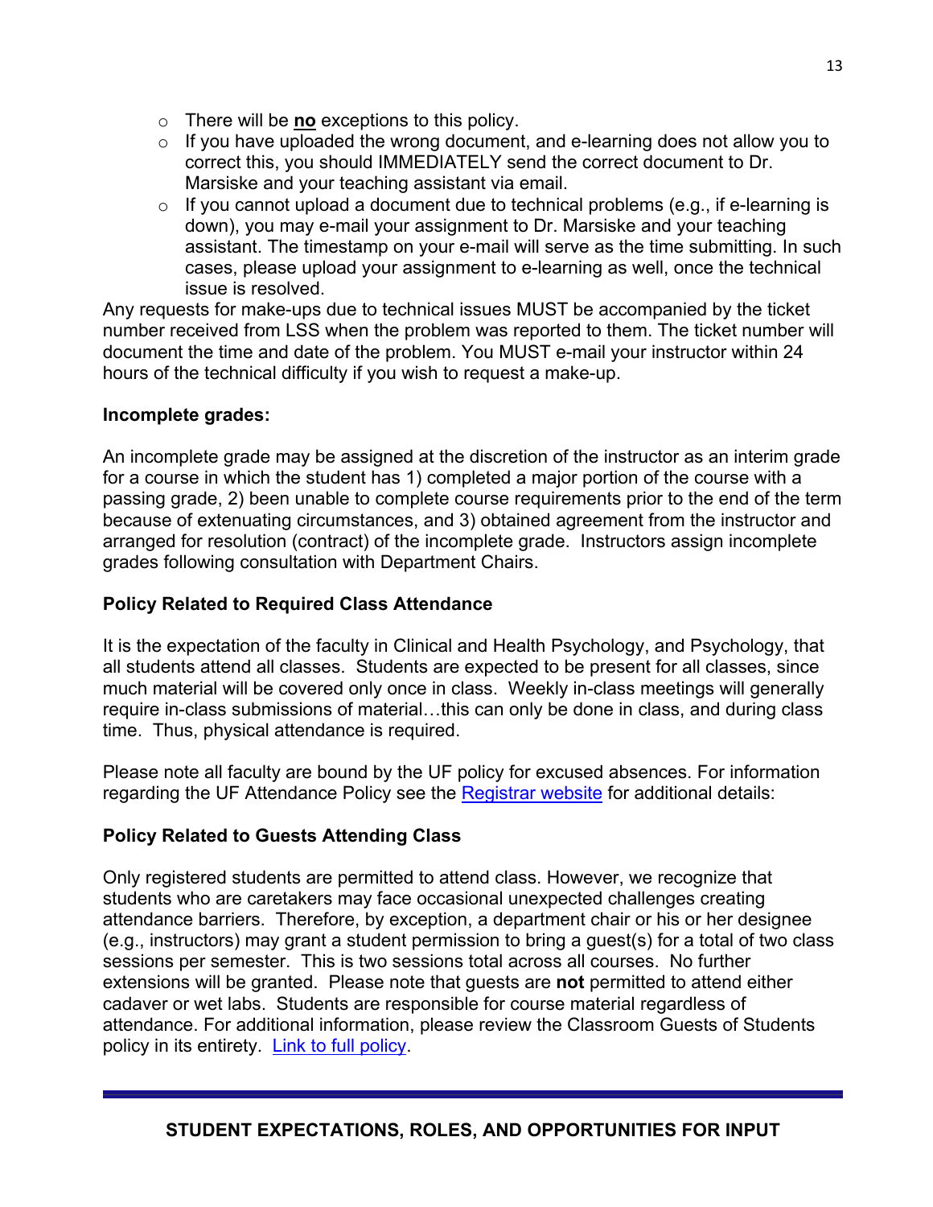- There will be **no** exceptions to this policy.
- If you have uploaded the wrong document, and e-learning does not allow you to correct this, you should IMMEDIATELY send the correct document to Dr. Marsiske and your teaching assistant via email.
- If you cannot upload a document due to technical problems (e.g., if e-learning is down), you may e-mail your assignment to Dr. Marsiske and your teaching assistant. The timestamp on your e-mail will serve as the time submitting. In such cases, please upload your assignment to e-learning as well, once the technical issue is resolved.

Any requests for make-ups due to technical issues MUST be accompanied by the ticket number received from LSS when the problem was reported to them. The ticket number will document the time and date of the problem. You MUST e-mail your instructor within 24 hours of the technical difficulty if you wish to request a make-up.

**Incomplete grades:**

An incomplete grade may be assigned at the discretion of the instructor as an interim grade for a course in which the student has 1) completed a major portion of the course with a passing grade, 2) been unable to complete course requirements prior to the end of the term because of extenuating circumstances, and 3) obtained agreement from the instructor and arranged for resolution (contract) of the incomplete grade. Instructors assign incomplete grades following consultation with Department Chairs.

**Policy Related to Required Class Attendance**

It is the expectation of the faculty in Clinical and Health Psychology, and Psychology, that all students attend all classes. Students are expected to be present for all classes, since much material will be covered only once in class. Weekly in-class meetings will generally require in-class submissions of material…this can only be done in class, and during class time. Thus, physical attendance is required.

Please note all faculty are bound by the UF policy for excused absences. For information regarding the UF Attendance Policy see the Registrar website for additional details:

**Policy Related to Guests Attending Class**

Only registered students are permitted to attend class. However, we recognize that students who are caretakers may face occasional unexpected challenges creating attendance barriers. Therefore, by exception, a department chair or his or her designee (e.g., instructors) may grant a student permission to bring a guest(s) for a total of two class sessions per semester. This is two sessions total across all courses. No further extensions will be granted. Please note that guests are **not** permitted to attend either cadaver or wet labs. Students are responsible for course material regardless of attendance. For additional information, please review the Classroom Guests of Students policy in its entirety. Link to full policy.

## STUDENT EXPECTATIONS, ROLES, AND OPPORTUNITIES FOR INPUT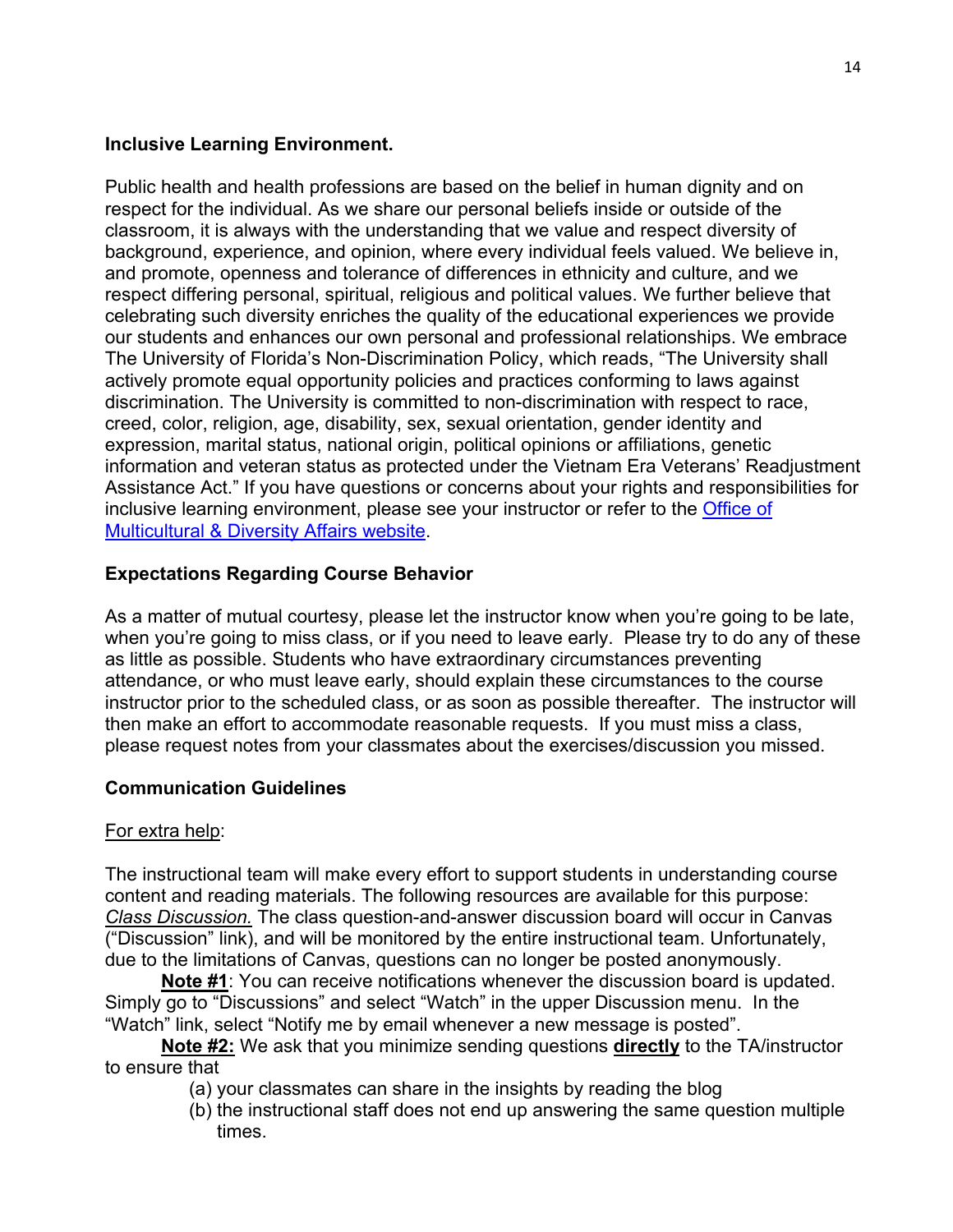**Inclusive Learning Environment.**

Public health and health professions are based on the belief in human dignity and on respect for the individual. As we share our personal beliefs inside or outside of the classroom, it is always with the understanding that we value and respect diversity of background, experience, and opinion, where every individual feels valued. We believe in, and promote, openness and tolerance of differences in ethnicity and culture, and we respect differing personal, spiritual, religious and political values. We further believe that celebrating such diversity enriches the quality of the educational experiences we provide our students and enhances our own personal and professional relationships. We embrace The University of Florida's Non-Discrimination Policy, which reads, "The University shall actively promote equal opportunity policies and practices conforming to laws against discrimination. The University is committed to non-discrimination with respect to race, creed, color, religion, age, disability, sex, sexual orientation, gender identity and expression, marital status, national origin, political opinions or affiliations, genetic information and veteran status as protected under the Vietnam Era Veterans' Readjustment Assistance Act." If you have questions or concerns about your rights and responsibilities for inclusive learning environment, please see your instructor or refer to the Office of Multicultural & Diversity Affairs website.

**Expectations Regarding Course Behavior**

As a matter of mutual courtesy, please let the instructor know when you're going to be late, when you're going to miss class, or if you need to leave early. Please try to do any of these as little as possible. Students who have extraordinary circumstances preventing attendance, or who must leave early, should explain these circumstances to the course instructor prior to the scheduled class, or as soon as possible thereafter. The instructor will then make an effort to accommodate reasonable requests. If you must miss a class, please request notes from your classmates about the exercises/discussion you missed.

**Communication Guidelines**

For extra help:

The instructional team will make every effort to support students in understanding course content and reading materials. The following resources are available for this purpose: *Class Discussion.* The class question-and-answer discussion board will occur in Canvas ("Discussion" link), and will be monitored by the entire instructional team. Unfortunately, due to the limitations of Canvas, questions can no longer be posted anonymously.

**Note #1**: You can receive notifications whenever the discussion board is updated. Simply go to "Discussions" and select "Watch" in the upper Discussion menu. In the "Watch" link, select "Notify me by email whenever a new message is posted".

**Note #2:** We ask that you minimize sending questions **directly** to the TA/instructor to ensure that

(a) your classmates can share in the insights by reading the blog
(b) the instructional staff does not end up answering the same question multiple times.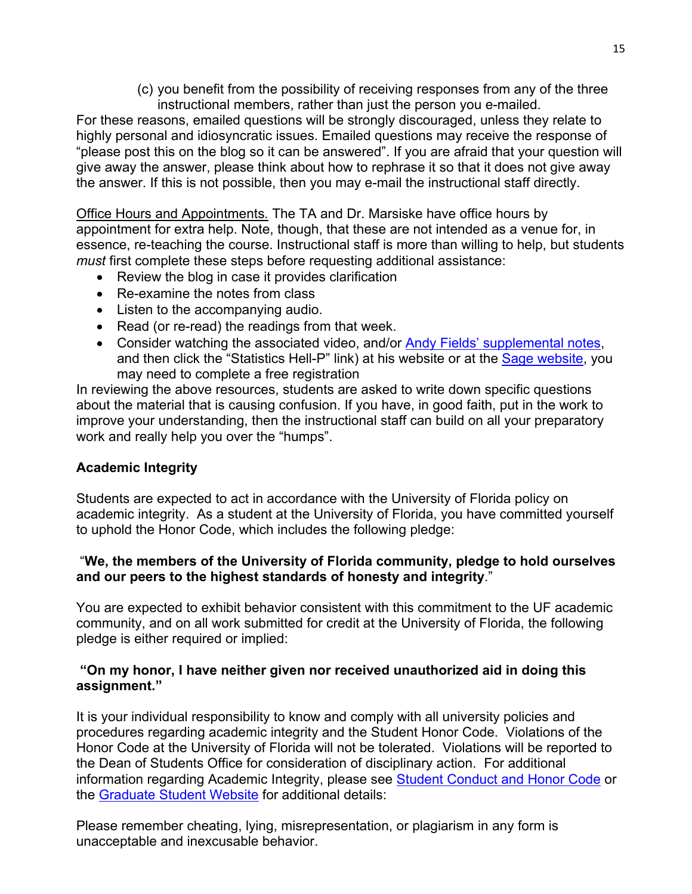(c) you benefit from the possibility of receiving responses from any of the three instructional members, rather than just the person you e-mailed.

For these reasons, emailed questions will be strongly discouraged, unless they relate to highly personal and idiosyncratic issues. Emailed questions may receive the response of "please post this on the blog so it can be answered". If you are afraid that your question will give away the answer, please think about how to rephrase it so that it does not give away the answer. If this is not possible, then you may e-mail the instructional staff directly.

Office Hours and Appointments. The TA and Dr. Marsiske have office hours by appointment for extra help. Note, though, that these are not intended as a venue for, in essence, re-teaching the course. Instructional staff is more than willing to help, but students *must* first complete these steps before requesting additional assistance:

- Review the blog in case it provides clarification
- Re-examine the notes from class
- Listen to the accompanying audio.
- Read (or re-read) the readings from that week.
- Consider watching the associated video, and/or Andy Fields' supplemental notes, and then click the "Statistics Hell-P" link) at his website or at the Sage website, you may need to complete a free registration

In reviewing the above resources, students are asked to write down specific questions about the material that is causing confusion. If you have, in good faith, put in the work to improve your understanding, then the instructional staff can build on all your preparatory work and really help you over the "humps".

**Academic Integrity**

Students are expected to act in accordance with the University of Florida policy on academic integrity. As a student at the University of Florida, you have committed yourself to uphold the Honor Code, which includes the following pledge:

"**We, the members of the University of Florida community, pledge to hold ourselves and our peers to the highest standards of honesty and integrity**."

You are expected to exhibit behavior consistent with this commitment to the UF academic community, and on all work submitted for credit at the University of Florida, the following pledge is either required or implied:

**"On my honor, I have neither given nor received unauthorized aid in doing this assignment."**

It is your individual responsibility to know and comply with all university policies and procedures regarding academic integrity and the Student Honor Code. Violations of the Honor Code at the University of Florida will not be tolerated. Violations will be reported to the Dean of Students Office for consideration of disciplinary action. For additional information regarding Academic Integrity, please see Student Conduct and Honor Code or the Graduate Student Website for additional details:

Please remember cheating, lying, misrepresentation, or plagiarism in any form is unacceptable and inexcusable behavior.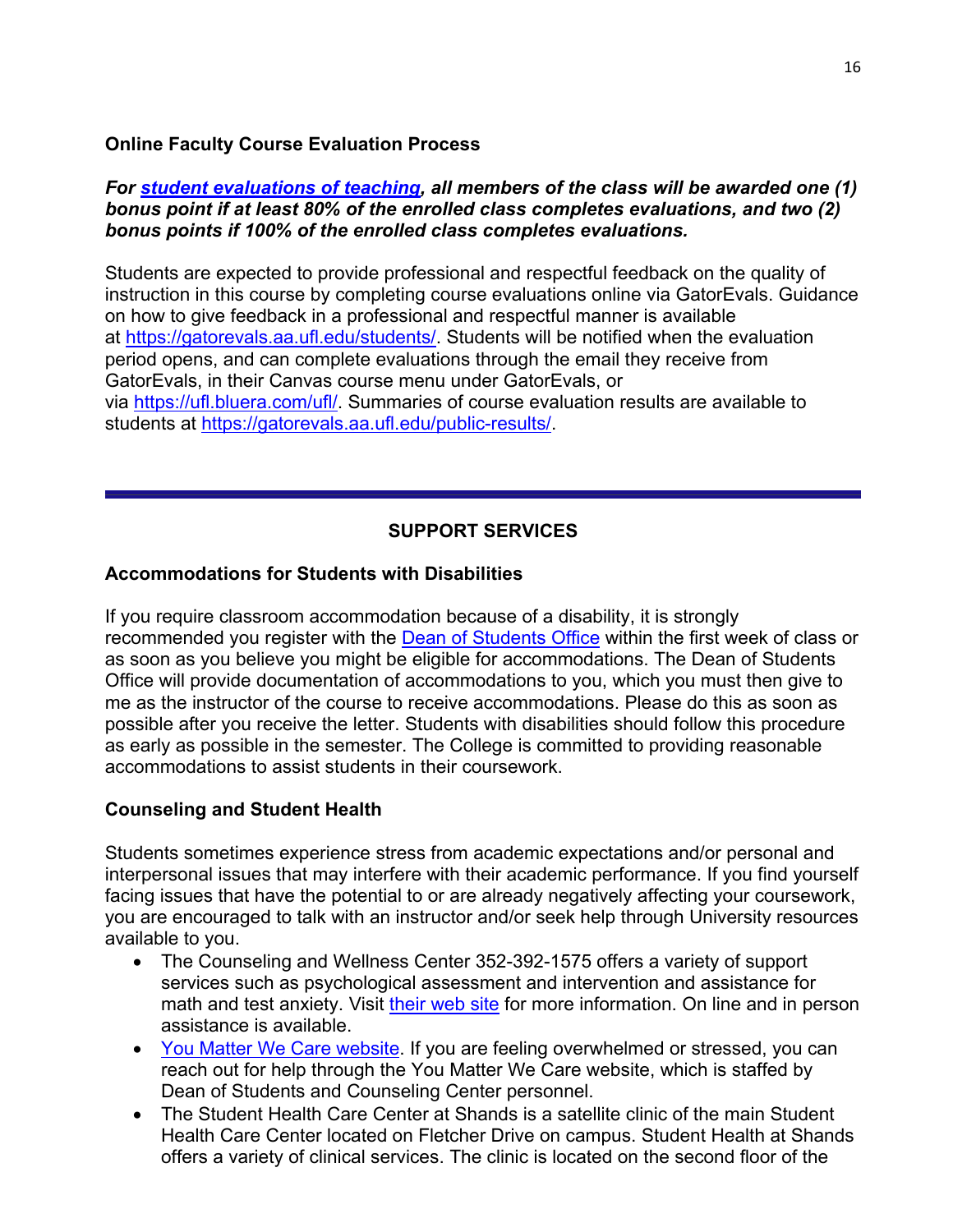**Online Faculty Course Evaluation Process**

***For [student evaluations of teaching](#), all members of the class will be awarded one (1) bonus point if at least 80% of the enrolled class completes evaluations, and two (2) bonus points if 100% of the enrolled class completes evaluations.***

Students are expected to provide professional and respectful feedback on the quality of instruction in this course by completing course evaluations online via GatorEvals. Guidance on how to give feedback in a professional and respectful manner is available at https://gatorevals.aa.ufl.edu/students/. Students will be notified when the evaluation period opens, and can complete evaluations through the email they receive from GatorEvals, in their Canvas course menu under GatorEvals, or via https://ufl.bluera.com/ufl/. Summaries of course evaluation results are available to students at https://gatorevals.aa.ufl.edu/public-results/.

---

## SUPPORT SERVICES

**Accommodations for Students with Disabilities**

If you require classroom accommodation because of a disability, it is strongly recommended you register with the Dean of Students Office within the first week of class or as soon as you believe you might be eligible for accommodations. The Dean of Students Office will provide documentation of accommodations to you, which you must then give to me as the instructor of the course to receive accommodations. Please do this as soon as possible after you receive the letter. Students with disabilities should follow this procedure as early as possible in the semester. The College is committed to providing reasonable accommodations to assist students in their coursework.

**Counseling and Student Health**

Students sometimes experience stress from academic expectations and/or personal and interpersonal issues that may interfere with their academic performance. If you find yourself facing issues that have the potential to or are already negatively affecting your coursework, you are encouraged to talk with an instructor and/or seek help through University resources available to you.

- The Counseling and Wellness Center 352-392-1575 offers a variety of support services such as psychological assessment and intervention and assistance for math and test anxiety. Visit their web site for more information. On line and in person assistance is available.
- You Matter We Care website. If you are feeling overwhelmed or stressed, you can reach out for help through the You Matter We Care website, which is staffed by Dean of Students and Counseling Center personnel.
- The Student Health Care Center at Shands is a satellite clinic of the main Student Health Care Center located on Fletcher Drive on campus. Student Health at Shands offers a variety of clinical services. The clinic is located on the second floor of the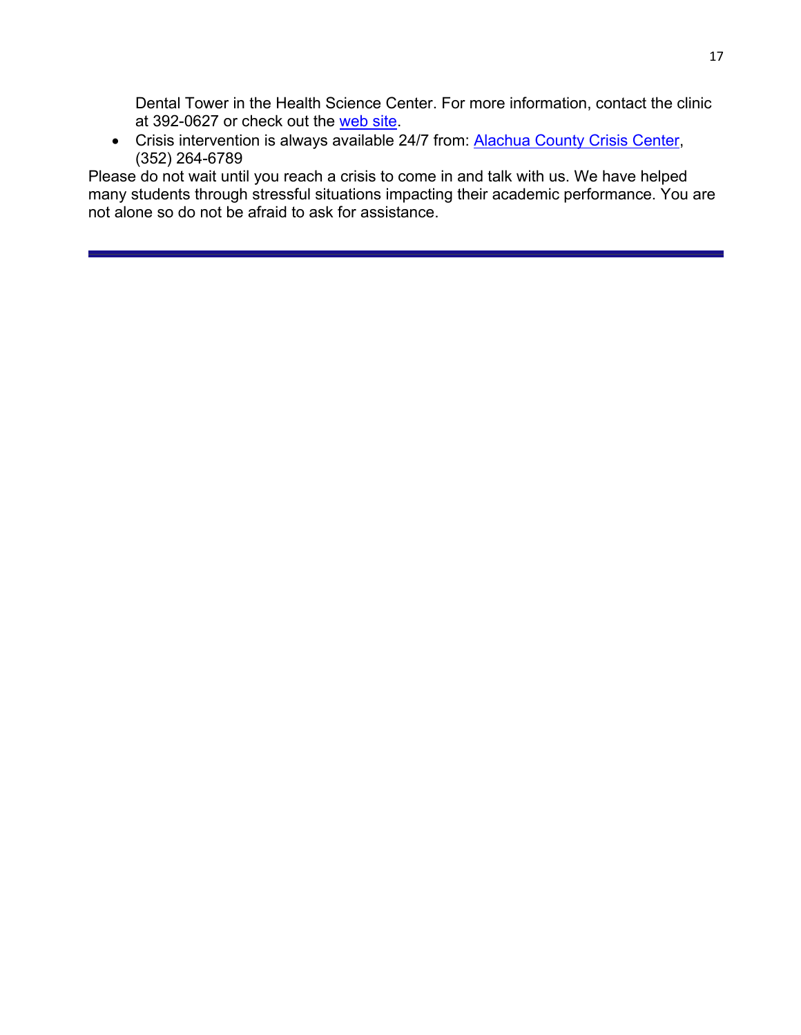Dental Tower in the Health Science Center. For more information, contact the clinic at 392-0627 or check out the web site.

- Crisis intervention is always available 24/7 from: Alachua County Crisis Center, (352) 264-6789

Please do not wait until you reach a crisis to come in and talk with us. We have helped many students through stressful situations impacting their academic performance. You are not alone so do not be afraid to ask for assistance.

---